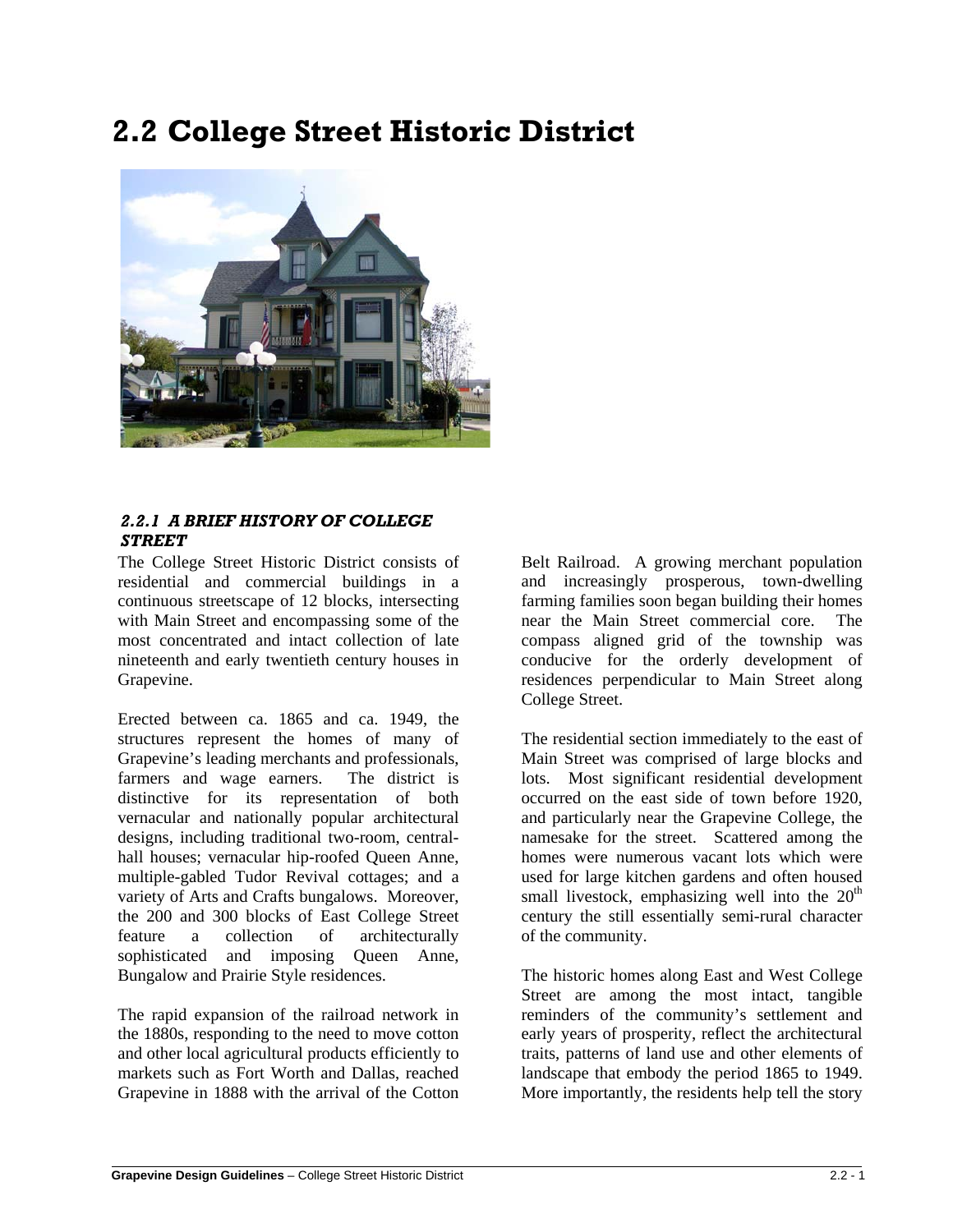# 2.2 College Street Historic District

### *2.2.1 A BRIEF HISTORY OF COLLEGE STREET*

The College Street Historic District consists of residential and commercial buildings in a continuous streetscape of 12 blocks, intersecting with Main Street and encompassing some of the most concentrated and intact collection of late nineteenth and early twentieth century houses in Grapevine.

Erected between ca. 1865 and ca. 1949, the structures represent the homes of many of Grapevine's leading merchants and professionals, farmers and wage earners. The district is distinctive for its representation of both vernacular and nationally popular architectural designs, including traditional two-room, central-hall houses; vernacular hip-roofed Queen Anne, multiple-gabled Tudor Revival cottages; and a variety of Arts and Crafts bungalows. Moreover, the 200 and 300 blocks of East College Street feature a collection of architecturally sophisticated and imposing Queen Anne, Bungalow and Prairie Style residences.

The rapid expansion of the railroad network in the 1880s, responding to the need to move cotton and other local agricultural products efficiently to markets such as Fort Worth and Dallas, reached Grapevine in 1888 with the arrival of the Cotton Belt Railroad. A growing merchant population and increasingly prosperous, town-dwelling farming families soon began building their homes near the Main Street commercial core. The compass aligned grid of the township was conducive for the orderly development of residences perpendicular to Main Street along College Street.

The residential section immediately to the east of Main Street was comprised of large blocks and lots. Most significant residential development occurred on the east side of town before 1920, and particularly near the Grapevine College, the namesake for the street. Scattered among the homes were numerous vacant lots which were used for large kitchen gardens and often housed small livestock, emphasizing well into the 20th century the still essentially semi-rural character of the community.

The historic homes along East and West College Street are among the most intact, tangible reminders of the community's settlement and early years of prosperity, reflect the architectural traits, patterns of land use and other elements of landscape that embody the period 1865 to 1949. More importantly, the residents help tell the story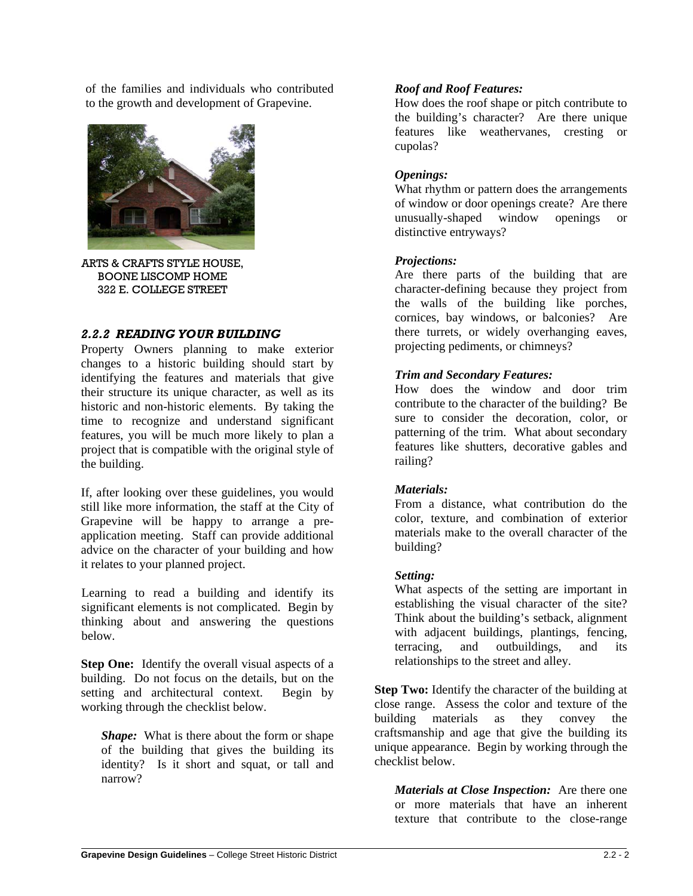of the families and individuals who contributed to the growth and development of Grapevine.

ARTS & CRAFTS STYLE HOUSE,
BOONE LISCOMP HOME
322 E. COLLEGE STREET

### *2.2.2 READING YOUR BUILDING*

Property Owners planning to make exterior changes to a historic building should start by identifying the features and materials that give their structure its unique character, as well as its historic and non-historic elements. By taking the time to recognize and understand significant features, you will be much more likely to plan a project that is compatible with the original style of the building.

If, after looking over these guidelines, you would still like more information, the staff at the City of Grapevine will be happy to arrange a pre-application meeting. Staff can provide additional advice on the character of your building and how it relates to your planned project.

Learning to read a building and identify its significant elements is not complicated. Begin by thinking about and answering the questions below.

**Step One:** Identify the overall visual aspects of a building. Do not focus on the details, but on the setting and architectural context. Begin by working through the checklist below.

***Shape:*** What is there about the form or shape of the building that gives the building its identity? Is it short and squat, or tall and narrow?

***Roof and Roof Features:***
How does the roof shape or pitch contribute to the building's character? Are there unique features like weathervanes, cresting or cupolas?

***Openings:***
What rhythm or pattern does the arrangements of window or door openings create? Are there unusually-shaped window openings or distinctive entryways?

***Projections:***
Are there parts of the building that are character-defining because they project from the walls of the building like porches, cornices, bay windows, or balconies? Are there turrets, or widely overhanging eaves, projecting pediments, or chimneys?

***Trim and Secondary Features:***
How does the window and door trim contribute to the character of the building? Be sure to consider the decoration, color, or patterning of the trim. What about secondary features like shutters, decorative gables and railing?

***Materials:***
From a distance, what contribution do the color, texture, and combination of exterior materials make to the overall character of the building?

***Setting:***
What aspects of the setting are important in establishing the visual character of the site? Think about the building's setback, alignment with adjacent buildings, plantings, fencing, terracing, and outbuildings, and its relationships to the street and alley.

**Step Two:** Identify the character of the building at close range. Assess the color and texture of the building materials as they convey the craftsmanship and age that give the building its unique appearance. Begin by working through the checklist below.

***Materials at Close Inspection:*** Are there one or more materials that have an inherent texture that contribute to the close-range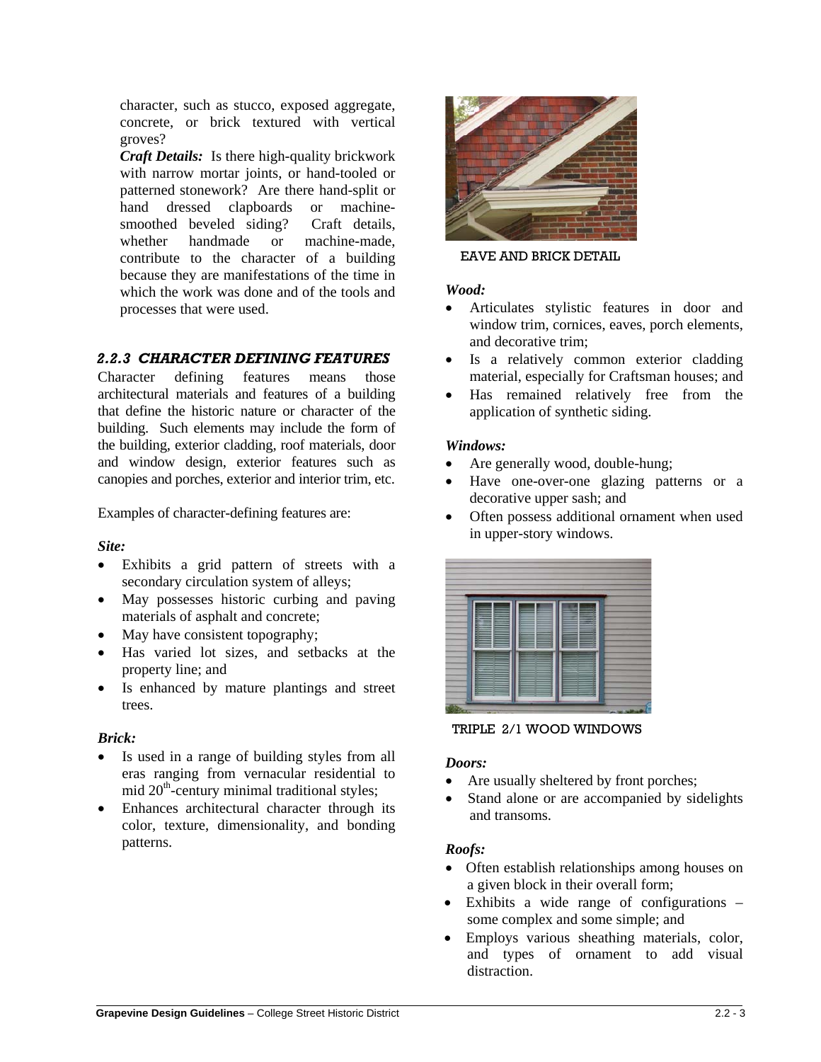character, such as stucco, exposed aggregate, concrete, or brick textured with vertical groves?

***Craft Details:*** Is there high-quality brickwork with narrow mortar joints, or hand-tooled or patterned stonework? Are there hand-split or hand dressed clapboards or machine-smoothed beveled siding? Craft details, whether handmade or machine-made, contribute to the character of a building because they are manifestations of the time in which the work was done and of the tools and processes that were used.

### *2.2.3 CHARACTER DEFINING FEATURES*

Character defining features means those architectural materials and features of a building that define the historic nature or character of the building. Such elements may include the form of the building, exterior cladding, roof materials, door and window design, exterior features such as canopies and porches, exterior and interior trim, etc.

Examples of character-defining features are:

***Site:***

- Exhibits a grid pattern of streets with a secondary circulation system of alleys;
- May possesses historic curbing and paving materials of asphalt and concrete;
- May have consistent topography;
- Has varied lot sizes, and setbacks at the property line; and
- Is enhanced by mature plantings and street trees.

***Brick:***

- Is used in a range of building styles from all eras ranging from vernacular residential to mid 20th-century minimal traditional styles;
- Enhances architectural character through its color, texture, dimensionality, and bonding patterns.

EAVE AND BRICK DETAIL

***Wood:***

- Articulates stylistic features in door and window trim, cornices, eaves, porch elements, and decorative trim;
- Is a relatively common exterior cladding material, especially for Craftsman houses; and
- Has remained relatively free from the application of synthetic siding.

***Windows:***

- Are generally wood, double-hung;
- Have one-over-one glazing patterns or a decorative upper sash; and
- Often possess additional ornament when used in upper-story windows.

TRIPLE 2/1 WOOD WINDOWS

***Doors:***

- Are usually sheltered by front porches;
- Stand alone or are accompanied by sidelights and transoms.

***Roofs:***

- Often establish relationships among houses on a given block in their overall form;
- Exhibits a wide range of configurations – some complex and some simple; and
- Employs various sheathing materials, color, and types of ornament to add visual distraction.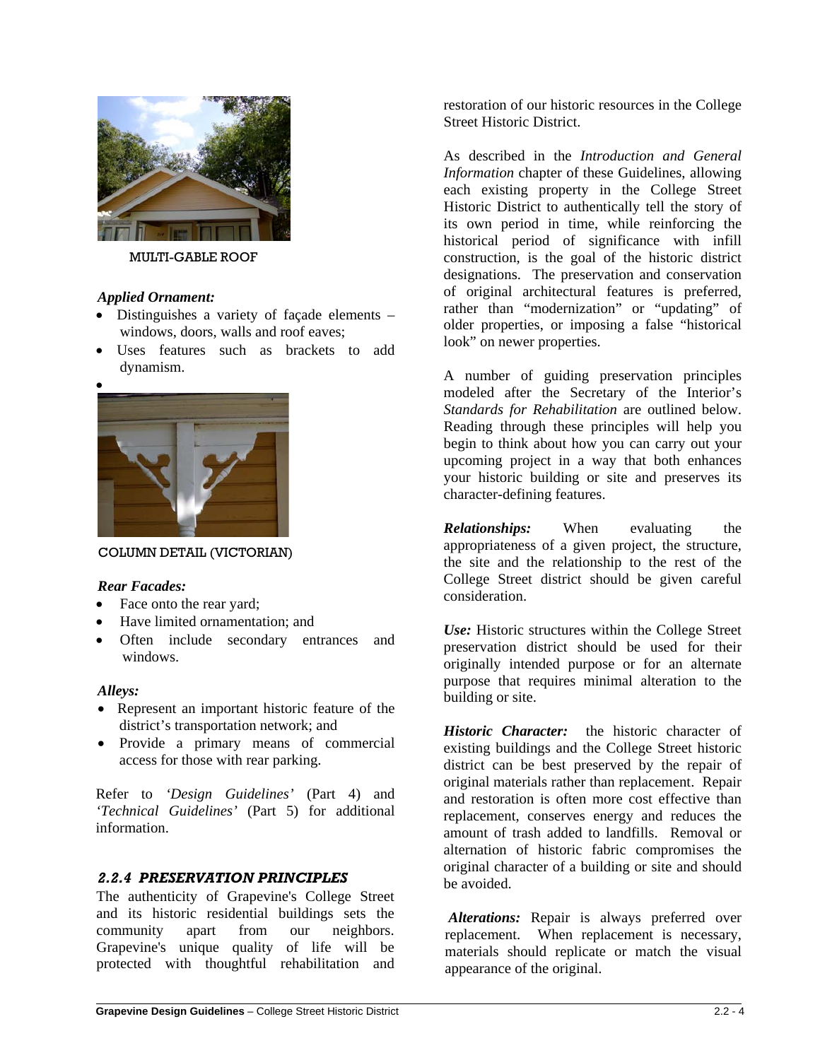MULTI-GABLE ROOF

***Applied Ornament:***

- Distinguishes a variety of façade elements – windows, doors, walls and roof eaves;
- Uses features such as brackets to add dynamism.

COLUMN DETAIL (VICTORIAN)

***Rear Facades:***

- Face onto the rear yard;
- Have limited ornamentation; and
- Often include secondary entrances and windows.

***Alleys:***

- Represent an important historic feature of the district's transportation network; and
- Provide a primary means of commercial access for those with rear parking.

Refer to *'Design Guidelines'* (Part 4) and *'Technical Guidelines'* (Part 5) for additional information.

### *2.2.4 PRESERVATION PRINCIPLES*

The authenticity of Grapevine's College Street and its historic residential buildings sets the community apart from our neighbors. Grapevine's unique quality of life will be protected with thoughtful rehabilitation and restoration of our historic resources in the College Street Historic District.

As described in the *Introduction and General Information* chapter of these Guidelines, allowing each existing property in the College Street Historic District to authentically tell the story of its own period in time, while reinforcing the historical period of significance with infill construction, is the goal of the historic district designations. The preservation and conservation of original architectural features is preferred, rather than "modernization" or "updating" of older properties, or imposing a false "historical look" on newer properties.

A number of guiding preservation principles modeled after the Secretary of the Interior's *Standards for Rehabilitation* are outlined below. Reading through these principles will help you begin to think about how you can carry out your upcoming project in a way that both enhances your historic building or site and preserves its character-defining features.

***Relationships:*** When evaluating the appropriateness of a given project, the structure, the site and the relationship to the rest of the College Street district should be given careful consideration.

***Use:*** Historic structures within the College Street preservation district should be used for their originally intended purpose or for an alternate purpose that requires minimal alteration to the building or site.

***Historic Character:*** the historic character of existing buildings and the College Street historic district can be best preserved by the repair of original materials rather than replacement. Repair and restoration is often more cost effective than replacement, conserves energy and reduces the amount of trash added to landfills. Removal or alternation of historic fabric compromises the original character of a building or site and should be avoided.

***Alterations:*** Repair is always preferred over replacement. When replacement is necessary, materials should replicate or match the visual appearance of the original.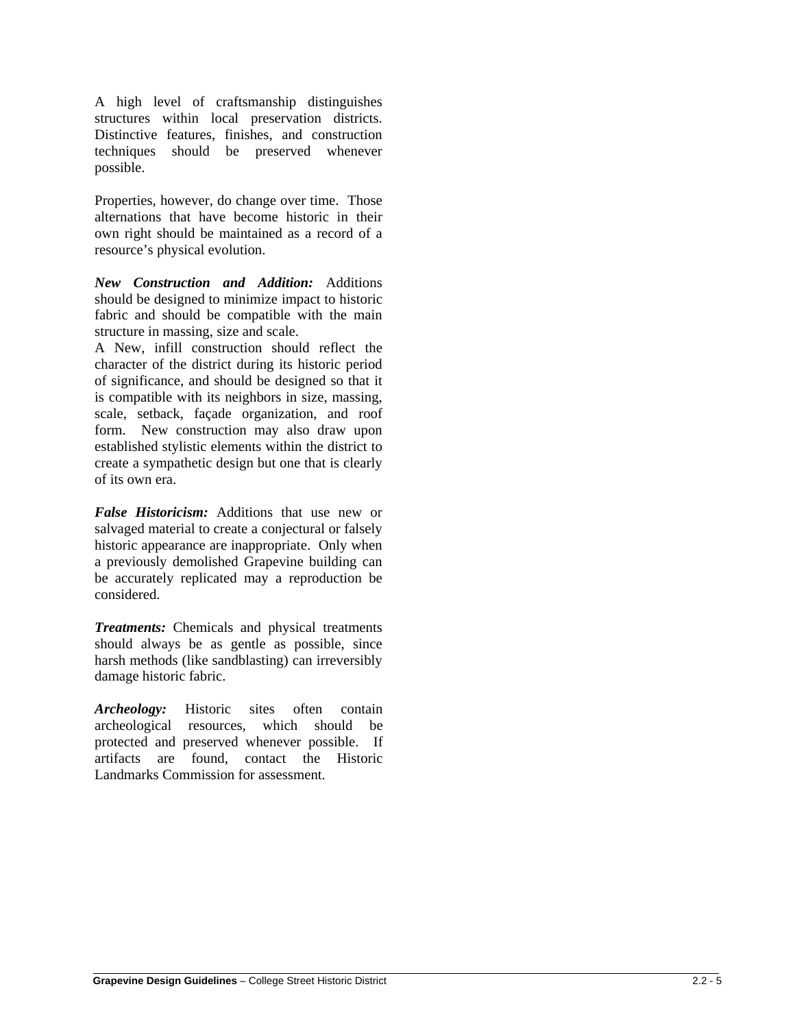A high level of craftsmanship distinguishes structures within local preservation districts. Distinctive features, finishes, and construction techniques should be preserved whenever possible.

Properties, however, do change over time. Those alternations that have become historic in their own right should be maintained as a record of a resource's physical evolution.

***New Construction and Addition:*** Additions should be designed to minimize impact to historic fabric and should be compatible with the main structure in massing, size and scale.
A New, infill construction should reflect the character of the district during its historic period of significance, and should be designed so that it is compatible with its neighbors in size, massing, scale, setback, façade organization, and roof form. New construction may also draw upon established stylistic elements within the district to create a sympathetic design but one that is clearly of its own era.

***False Historicism:*** Additions that use new or salvaged material to create a conjectural or falsely historic appearance are inappropriate. Only when a previously demolished Grapevine building can be accurately replicated may a reproduction be considered.

***Treatments:*** Chemicals and physical treatments should always be as gentle as possible, since harsh methods (like sandblasting) can irreversibly damage historic fabric.

***Archeology:*** Historic sites often contain archeological resources, which should be protected and preserved whenever possible. If artifacts are found, contact the Historic Landmarks Commission for assessment.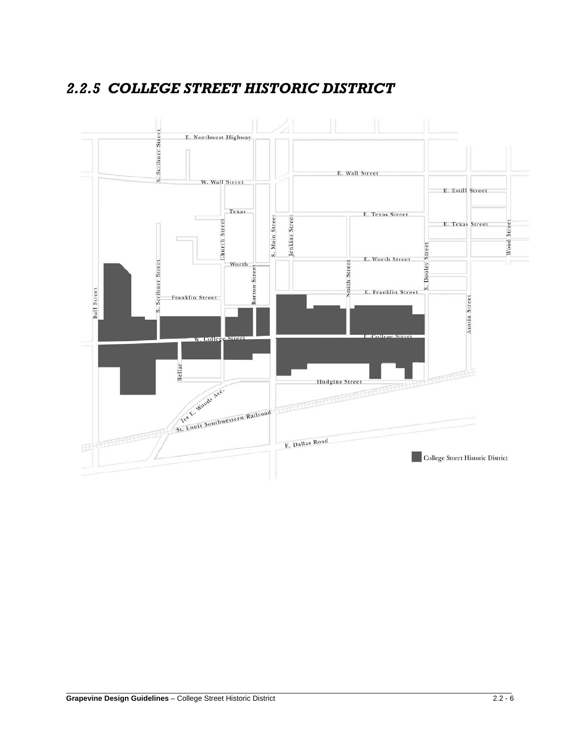## 2.2.5 COLLEGE STREET HISTORIC DISTRICT

E. Northwest Highway
S. Scribner Street
W. Wall Street
E. Wall Street
E. Estill Street
Texas
E. Texas Street
E. Texas Street
Church Street
S. Main Street
Jenkins Street
Wood Street
S. Dooley Street
E. Worth Street
Worth
S. Scribner Street
Barton Street
Smith Street
E. Franklin Street
Ball Street
Franklin Street
Austin Street
W. College Street
E. College Street
Bellar
Hudgins Street
Ira E. Woods Ave.
St. Louis Southwestern Railroad
E. Dallas Road
College Street Historic District